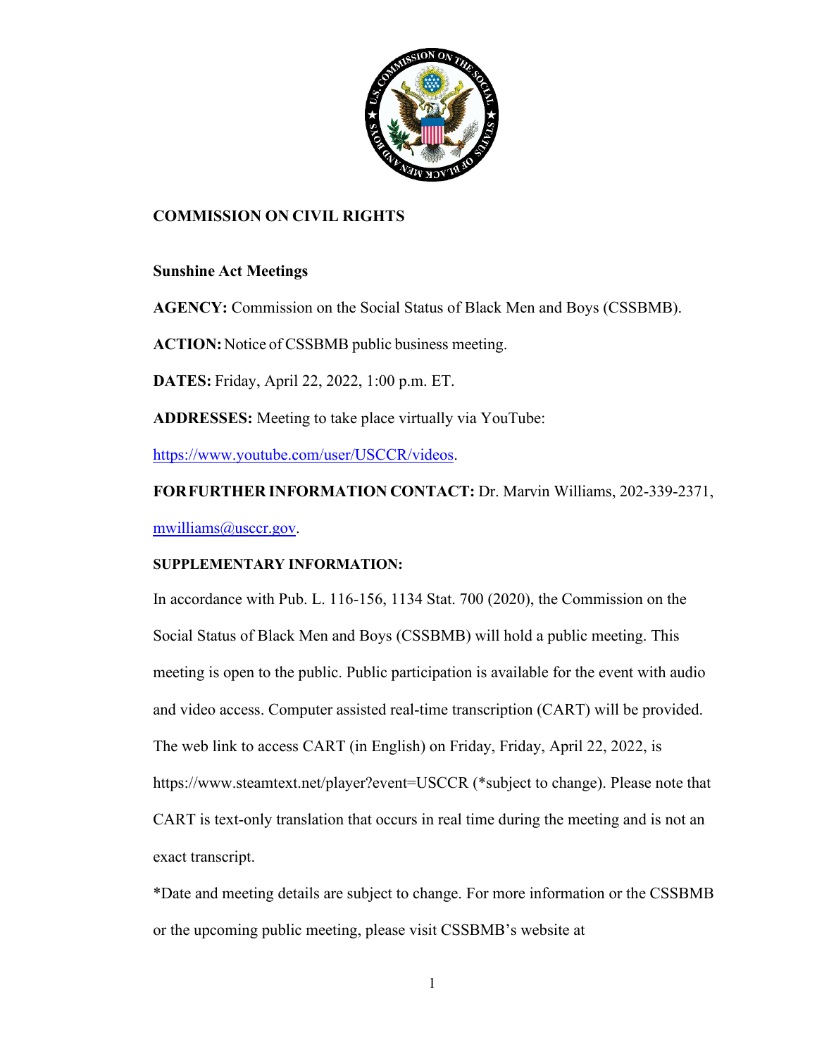**COMMISSION ON CIVIL RIGHTS**

**Sunshine Act Meetings**

**AGENCY:** Commission on the Social Status of Black Men and Boys (CSSBMB).

**ACTION:** Notice of CSSBMB public business meeting.

**DATES:** Friday, April 22, 2022, 1:00 p.m. ET.

**ADDRESSES:** Meeting to take place virtually via YouTube:

https://www.youtube.com/user/USCCR/videos.

**FOR FURTHER INFORMATION CONTACT:** Dr. Marvin Williams, 202-339-2371, mwilliams@usccr.gov.

**SUPPLEMENTARY INFORMATION:**

In accordance with Pub. L. 116-156, 1134 Stat. 700 (2020), the Commission on the Social Status of Black Men and Boys (CSSBMB) will hold a public meeting. This meeting is open to the public. Public participation is available for the event with audio and video access. Computer assisted real-time transcription (CART) will be provided. The web link to access CART (in English) on Friday, Friday, April 22, 2022, is https://www.steamtext.net/player?event=USCCR (*subject to change). Please note that CART is text-only translation that occurs in real time during the meeting and is not an exact transcript.

*Date and meeting details are subject to change. For more information or the CSSBMB or the upcoming public meeting, please visit CSSBMB's website at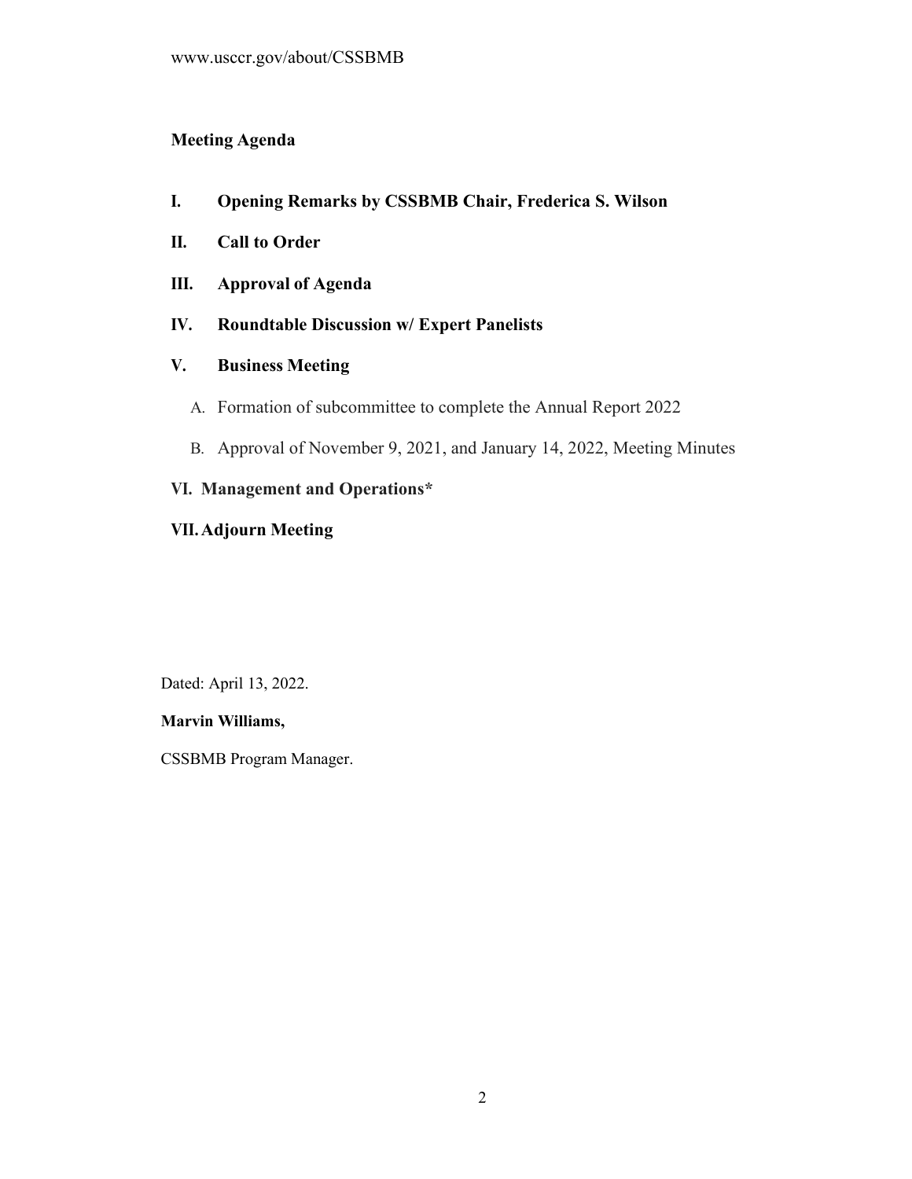www.usccr.gov/about/CSSBMB

**Meeting Agenda**

- **I. Opening Remarks by CSSBMB Chair, Frederica S. Wilson**
- **II. Call to Order**
- **III. Approval of Agenda**
- **IV. Roundtable Discussion w/ Expert Panelists**
- **V. Business Meeting**
  - A. Formation of subcommittee to complete the Annual Report 2022
  - B. Approval of November 9, 2021, and January 14, 2022, Meeting Minutes
- **VI. Management and Operations***
- **VII. Adjourn Meeting**

Dated: April 13, 2022.

**Marvin Williams,**

CSSBMB Program Manager.